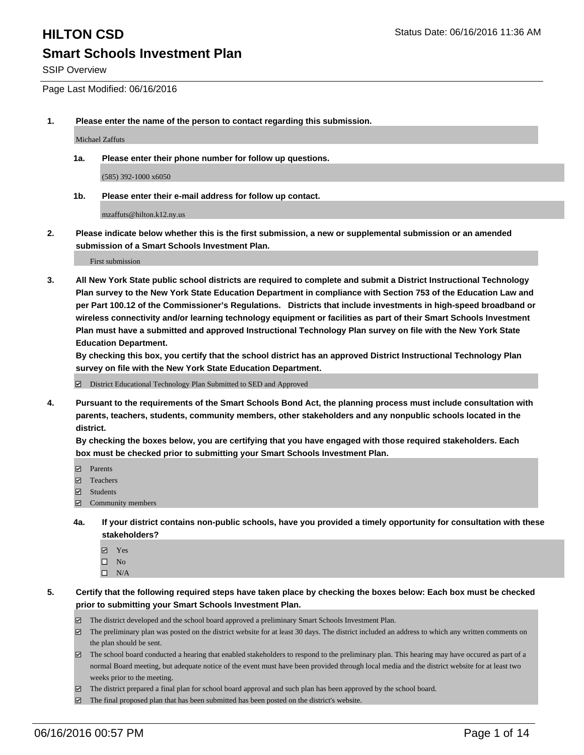# HILTON CSD

Status Date: 06/16/2016 11:36 AM

## Smart Schools Investment Plan

SSIP Overview

Page Last Modified: 06/16/2016

1. **Please enter the name of the person to contact regarding this submission.**

   Michael Zaffuts

   1a. **Please enter their phone number for follow up questions.**

   (585) 392-1000 x6050

   1b. **Please enter their e-mail address for follow up contact.**

   mzaffuts@hilton.k12.ny.us

2. **Please indicate below whether this is the first submission, a new or supplemental submission or an amended submission of a Smart Schools Investment Plan.**

   First submission

3. **All New York State public school districts are required to complete and submit a District Instructional Technology Plan survey to the New York State Education Department in compliance with Section 753 of the Education Law and per Part 100.12 of the Commissioner's Regulations. Districts that include investments in high-speed broadband or wireless connectivity and/or learning technology equipment or facilities as part of their Smart Schools Investment Plan must have a submitted and approved Instructional Technology Plan survey on file with the New York State Education Department.**

   **By checking this box, you certify that the school district has an approved District Instructional Technology Plan survey on file with the New York State Education Department.**

   - [x] District Educational Technology Plan Submitted to SED and Approved

4. **Pursuant to the requirements of the Smart Schools Bond Act, the planning process must include consultation with parents, teachers, students, community members, other stakeholders and any nonpublic schools located in the district.**

   **By checking the boxes below, you are certifying that you have engaged with those required stakeholders. Each box must be checked prior to submitting your Smart Schools Investment Plan.**

   - [x] Parents
   - [x] Teachers
   - [x] Students
   - [x] Community members

   4a. **If your district contains non-public schools, have you provided a timely opportunity for consultation with these stakeholders?**

   - [x] Yes
   - [ ] No
   - [ ] N/A

5. **Certify that the following required steps have taken place by checking the boxes below: Each box must be checked prior to submitting your Smart Schools Investment Plan.**

   - [x] The district developed and the school board approved a preliminary Smart Schools Investment Plan.
   - [x] The preliminary plan was posted on the district website for at least 30 days. The district included an address to which any written comments on the plan should be sent.
   - [x] The school board conducted a hearing that enabled stakeholders to respond to the preliminary plan. This hearing may have occured as part of a normal Board meeting, but adequate notice of the event must have been provided through local media and the district website for at least two weeks prior to the meeting.
   - [x] The district prepared a final plan for school board approval and such plan has been approved by the school board.
   - [x] The final proposed plan that has been submitted has been posted on the district's website.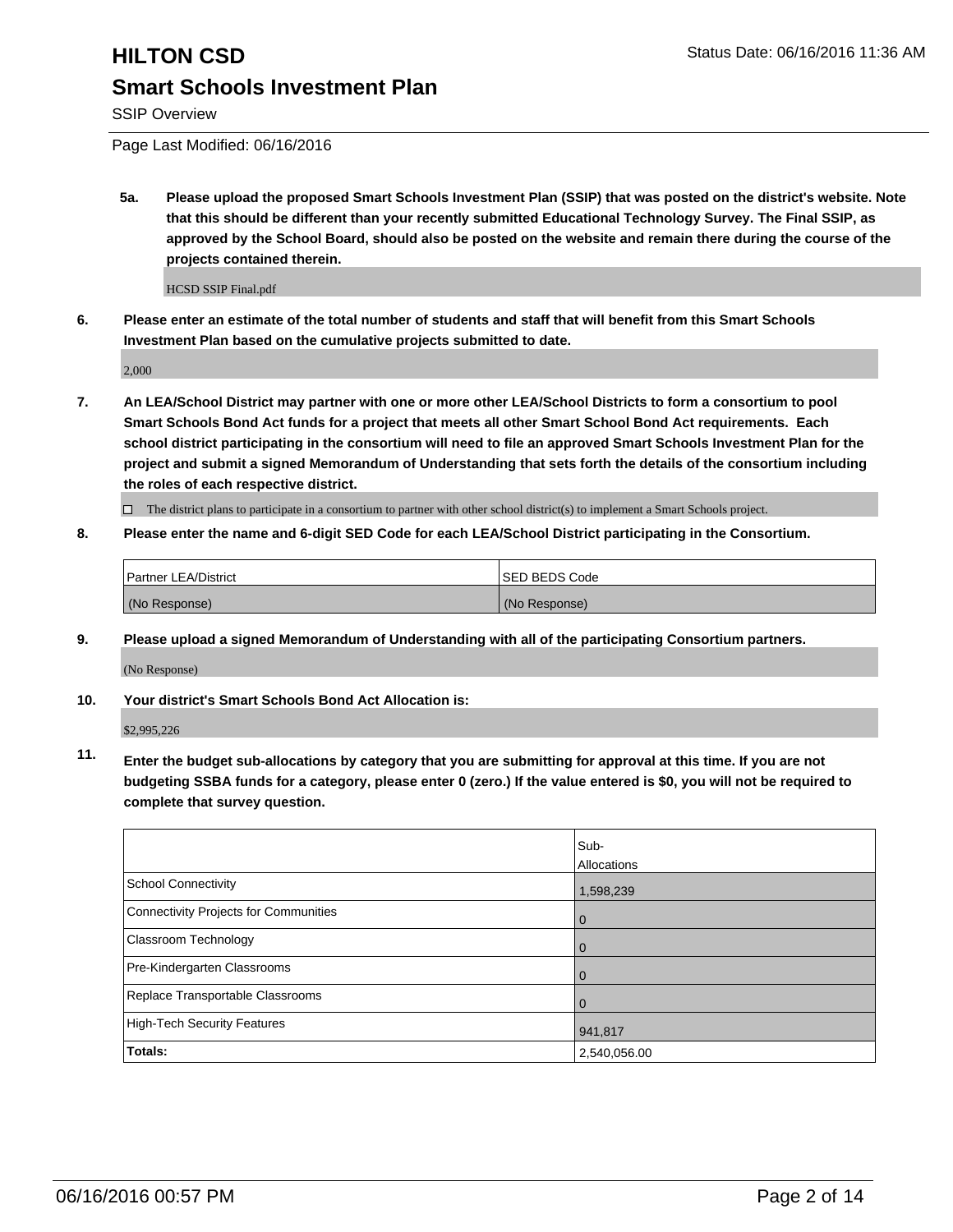**5a. Please upload the proposed Smart Schools Investment Plan (SSIP) that was posted on the district's website. Note that this should be different than your recently submitted Educational Technology Survey. The Final SSIP, as approved by the School Board, should also be posted on the website and remain there during the course of the projects contained therein.**

HCSD SSIP Final.pdf

**6. Please enter an estimate of the total number of students and staff that will benefit from this Smart Schools Investment Plan based on the cumulative projects submitted to date.**

2,000

**7. An LEA/School District may partner with one or more other LEA/School Districts to form a consortium to pool Smart Schools Bond Act funds for a project that meets all other Smart School Bond Act requirements. Each school district participating in the consortium will need to file an approved Smart Schools Investment Plan for the project and submit a signed Memorandum of Understanding that sets forth the details of the consortium including the roles of each respective district.**

☐ The district plans to participate in a consortium to partner with other school district(s) to implement a Smart Schools project.

**8. Please enter the name and 6-digit SED Code for each LEA/School District participating in the Consortium.**

| Partner LEA/District | SED BEDS Code |
|---|---|
| (No Response) | (No Response) |

**9. Please upload a signed Memorandum of Understanding with all of the participating Consortium partners.**

(No Response)

**10. Your district's Smart Schools Bond Act Allocation is:**

$2,995,226

**11. Enter the budget sub-allocations by category that you are submitting for approval at this time. If you are not budgeting SSBA funds for a category, please enter 0 (zero.) If the value entered is $0, you will not be required to complete that survey question.**

| | Sub-Allocations |
|---|---|
| School Connectivity | 1,598,239 |
| Connectivity Projects for Communities | 0 |
| Classroom Technology | 0 |
| Pre-Kindergarten Classrooms | 0 |
| Replace Transportable Classrooms | 0 |
| High-Tech Security Features | 941,817 |
| **Totals:** | 2,540,056.00 |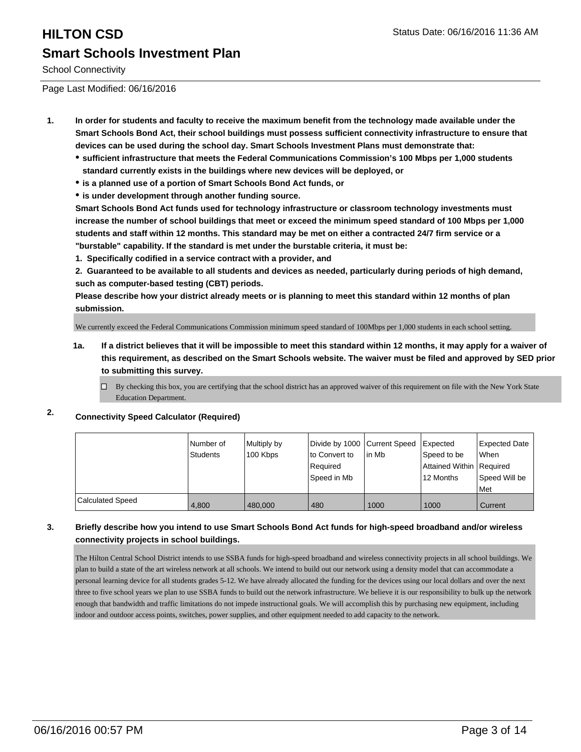# HILTON CSD

## Smart Schools Investment Plan

School Connectivity

Page Last Modified: 06/16/2016

1. **In order for students and faculty to receive the maximum benefit from the technology made available under the Smart Schools Bond Act, their school buildings must possess sufficient connectivity infrastructure to ensure that devices can be used during the school day. Smart Schools Investment Plans must demonstrate that:**
   - **sufficient infrastructure that meets the Federal Communications Commission's 100 Mbps per 1,000 students standard currently exists in the buildings where new devices will be deployed, or**
   - **is a planned use of a portion of Smart Schools Bond Act funds, or**
   - **is under development through another funding source.**

   **Smart Schools Bond Act funds used for technology infrastructure or classroom technology investments must increase the number of school buildings that meet or exceed the minimum speed standard of 100 Mbps per 1,000 students and staff within 12 months. This standard may be met on either a contracted 24/7 firm service or a "burstable" capability. If the standard is met under the burstable criteria, it must be:**

   **1. Specifically codified in a service contract with a provider, and**

   **2. Guaranteed to be available to all students and devices as needed, particularly during periods of high demand, such as computer-based testing (CBT) periods.**

   **Please describe how your district already meets or is planning to meet this standard within 12 months of plan submission.**

   We currently exceed the Federal Communications Commission minimum speed standard of 100Mbps per 1,000 students in each school setting.

   1a. **If a district believes that it will be impossible to meet this standard within 12 months, it may apply for a waiver of this requirement, as described on the Smart Schools website. The waiver must be filed and approved by SED prior to submitting this survey.**

   ☐ By checking this box, you are certifying that the school district has an approved waiver of this requirement on file with the New York State Education Department.

2. **Connectivity Speed Calculator (Required)**

| | Number of Students | Multiply by 100 Kbps | Divide by 1000 to Convert to Required Speed in Mb | Current Speed in Mb | Expected Speed to be Attained Within 12 Months | Expected Date When Required Speed Will be Met |
|---|---|---|---|---|---|---|
| Calculated Speed | 4,800 | 480,000 | 480 | 1000 | 1000 | Current |

3. **Briefly describe how you intend to use Smart Schools Bond Act funds for high-speed broadband and/or wireless connectivity projects in school buildings.**

   The Hilton Central School District intends to use SSBA funds for high-speed broadband and wireless connectivity projects in all school buildings. We plan to build a state of the art wireless network at all schools. We intend to build out our network using a density model that can accommodate a personal learning device for all students grades 5-12. We have already allocated the funding for the devices using our local dollars and over the next three to five school years we plan to use SSBA funds to build out the network infrastructure. We believe it is our responsibility to bulk up the network enough that bandwidth and traffic limitations do not impede instructional goals. We will accomplish this by purchasing new equipment, including indoor and outdoor access points, switches, power supplies, and other equipment needed to add capacity to the network.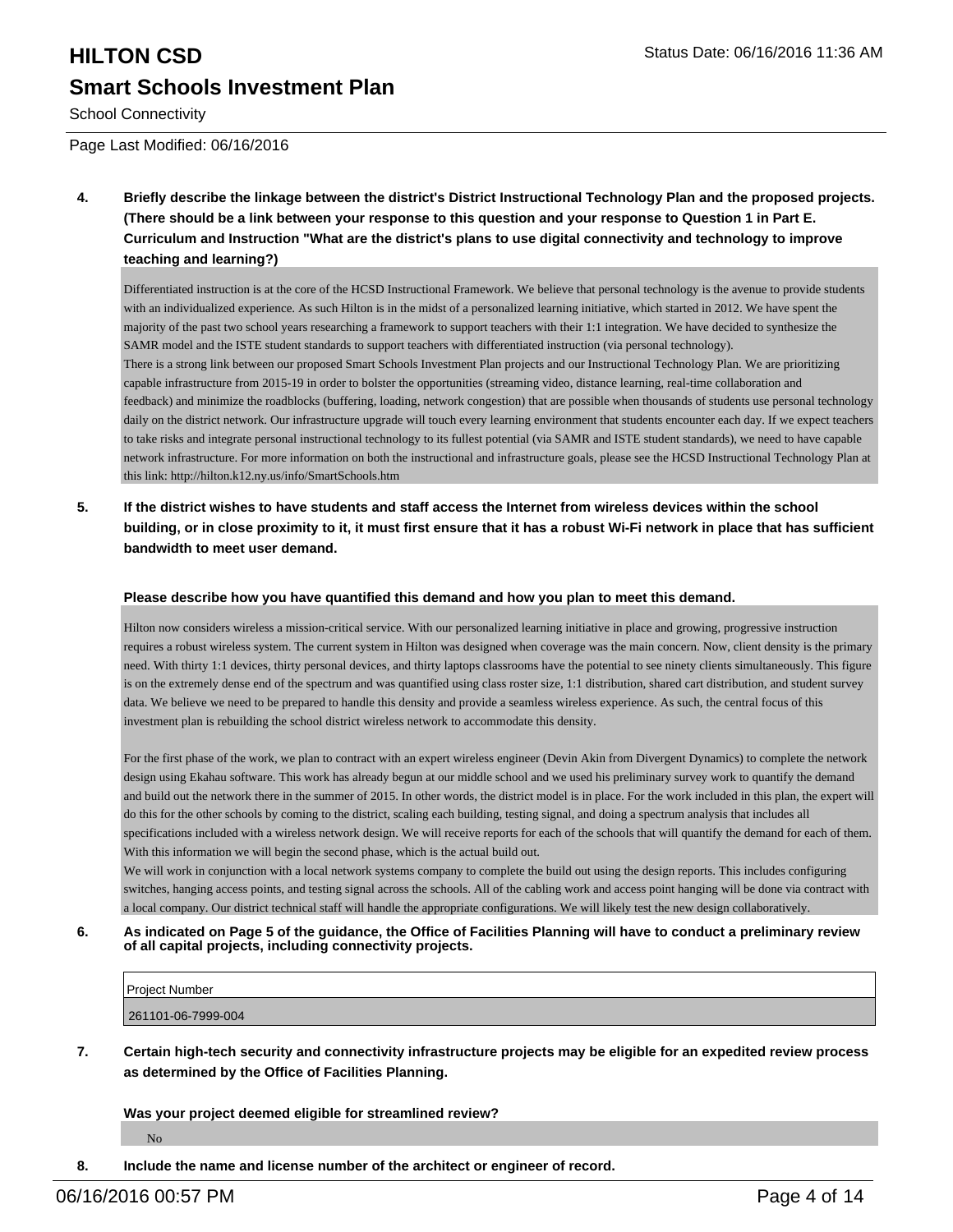**4. Briefly describe the linkage between the district's District Instructional Technology Plan and the proposed projects. (There should be a link between your response to this question and your response to Question 1 in Part E. Curriculum and Instruction "What are the district's plans to use digital connectivity and technology to improve teaching and learning?)**

Differentiated instruction is at the core of the HCSD Instructional Framework. We believe that personal technology is the avenue to provide students with an individualized experience. As such Hilton is in the midst of a personalized learning initiative, which started in 2012. We have spent the majority of the past two school years researching a framework to support teachers with their 1:1 integration. We have decided to synthesize the SAMR model and the ISTE student standards to support teachers with differentiated instruction (via personal technology).
There is a strong link between our proposed Smart Schools Investment Plan projects and our Instructional Technology Plan. We are prioritizing capable infrastructure from 2015-19 in order to bolster the opportunities (streaming video, distance learning, real-time collaboration and feedback) and minimize the roadblocks (buffering, loading, network congestion) that are possible when thousands of students use personal technology daily on the district network. Our infrastructure upgrade will touch every learning environment that students encounter each day. If we expect teachers to take risks and integrate personal instructional technology to its fullest potential (via SAMR and ISTE student standards), we need to have capable network infrastructure. For more information on both the instructional and infrastructure goals, please see the HCSD Instructional Technology Plan at this link: http://hilton.k12.ny.us/info/SmartSchools.htm

**5. If the district wishes to have students and staff access the Internet from wireless devices within the school building, or in close proximity to it, it must first ensure that it has a robust Wi-Fi network in place that has sufficient bandwidth to meet user demand.**

**Please describe how you have quantified this demand and how you plan to meet this demand.**

Hilton now considers wireless a mission-critical service. With our personalized learning initiative in place and growing, progressive instruction requires a robust wireless system. The current system in Hilton was designed when coverage was the main concern. Now, client density is the primary need. With thirty 1:1 devices, thirty personal devices, and thirty laptops classrooms have the potential to see ninety clients simultaneously. This figure is on the extremely dense end of the spectrum and was quantified using class roster size, 1:1 distribution, shared cart distribution, and student survey data. We believe we need to be prepared to handle this density and provide a seamless wireless experience. As such, the central focus of this investment plan is rebuilding the school district wireless network to accommodate this density.

For the first phase of the work, we plan to contract with an expert wireless engineer (Devin Akin from Divergent Dynamics) to complete the network design using Ekahau software. This work has already begun at our middle school and we used his preliminary survey work to quantify the demand and build out the network there in the summer of 2015. In other words, the district model is in place. For the work included in this plan, the expert will do this for the other schools by coming to the district, scaling each building, testing signal, and doing a spectrum analysis that includes all specifications included with a wireless network design. We will receive reports for each of the schools that will quantify the demand for each of them. With this information we will begin the second phase, which is the actual build out.
We will work in conjunction with a local network systems company to complete the build out using the design reports. This includes configuring switches, hanging access points, and testing signal across the schools. All of the cabling work and access point hanging will be done via contract with a local company. Our district technical staff will handle the appropriate configurations. We will likely test the new design collaboratively.

**6. As indicated on Page 5 of the guidance, the Office of Facilities Planning will have to conduct a preliminary review of all capital projects, including connectivity projects.**

| Project Number |
| --- |
| 261101-06-7999-004 |

**7. Certain high-tech security and connectivity infrastructure projects may be eligible for an expedited review process as determined by the Office of Facilities Planning.**

**Was your project deemed eligible for streamlined review?**

No

**8. Include the name and license number of the architect or engineer of record.**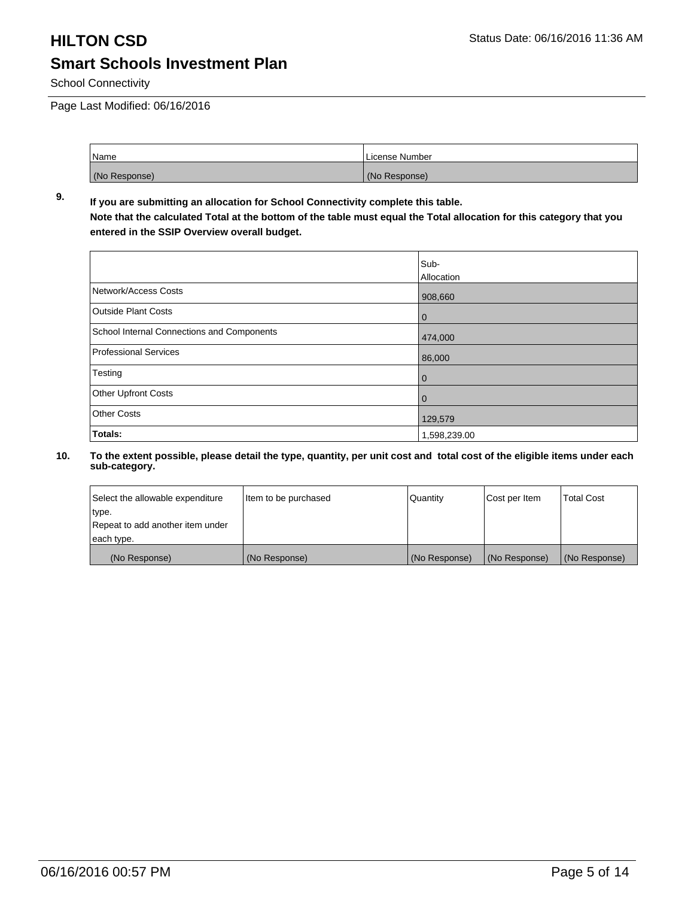# HILTON CSD

## Smart Schools Investment Plan

School Connectivity

Page Last Modified: 06/16/2016

| Name | License Number |
|---|---|
| (No Response) | (No Response) |

**9. If you are submitting an allocation for School Connectivity complete this table.**
**Note that the calculated Total at the bottom of the table must equal the Total allocation for this category that you entered in the SSIP Overview overall budget.**

| | Sub-Allocation |
|---|---|
| Network/Access Costs | 908,660 |
| Outside Plant Costs | 0 |
| School Internal Connections and Components | 474,000 |
| Professional Services | 86,000 |
| Testing | 0 |
| Other Upfront Costs | 0 |
| Other Costs | 129,579 |
| **Totals:** | 1,598,239.00 |

**10. To the extent possible, please detail the type, quantity, per unit cost and total cost of the eligible items under each sub-category.**

| Select the allowable expenditure type. Repeat to add another item under each type. | Item to be purchased | Quantity | Cost per Item | Total Cost |
|---|---|---|---|---|
| (No Response) | (No Response) | (No Response) | (No Response) | (No Response) |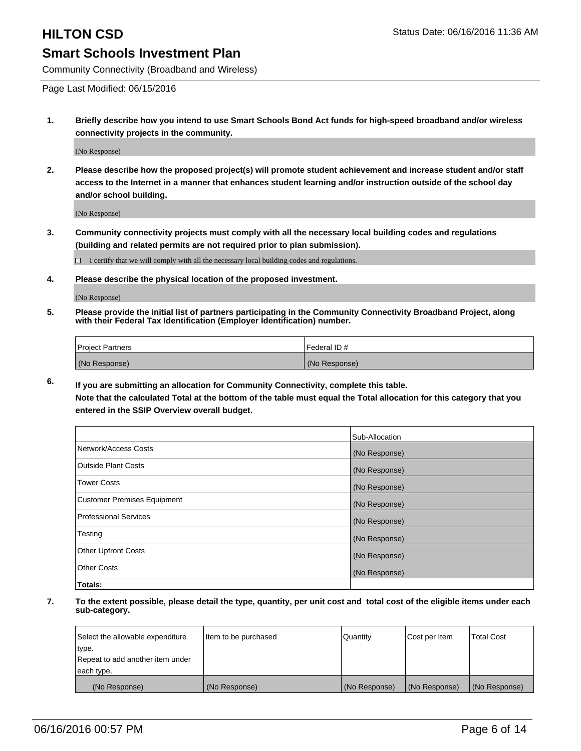# HILTON CSD

Status Date: 06/16/2016 11:36 AM

## Smart Schools Investment Plan

Community Connectivity (Broadband and Wireless)

Page Last Modified: 06/15/2016

**1. Briefly describe how you intend to use Smart Schools Bond Act funds for high-speed broadband and/or wireless connectivity projects in the community.**

(No Response)

**2. Please describe how the proposed project(s) will promote student achievement and increase student and/or staff access to the Internet in a manner that enhances student learning and/or instruction outside of the school day and/or school building.**

(No Response)

**3. Community connectivity projects must comply with all the necessary local building codes and regulations (building and related permits are not required prior to plan submission).**

☐ I certify that we will comply with all the necessary local building codes and regulations.

**4. Please describe the physical location of the proposed investment.**

(No Response)

**5. Please provide the initial list of partners participating in the Community Connectivity Broadband Project, along with their Federal Tax Identification (Employer Identification) number.**

| Project Partners | Federal ID # |
| --- | --- |
| (No Response) | (No Response) |

**6. If you are submitting an allocation for Community Connectivity, complete this table. Note that the calculated Total at the bottom of the table must equal the Total allocation for this category that you entered in the SSIP Overview overall budget.**

| | Sub-Allocation |
| --- | --- |
| Network/Access Costs | (No Response) |
| Outside Plant Costs | (No Response) |
| Tower Costs | (No Response) |
| Customer Premises Equipment | (No Response) |
| Professional Services | (No Response) |
| Testing | (No Response) |
| Other Upfront Costs | (No Response) |
| Other Costs | (No Response) |
| **Totals:** | |

**7. To the extent possible, please detail the type, quantity, per unit cost and total cost of the eligible items under each sub-category.**

| Select the allowable expenditure type. Repeat to add another item under each type. | Item to be purchased | Quantity | Cost per Item | Total Cost |
| --- | --- | --- | --- | --- |
| (No Response) | (No Response) | (No Response) | (No Response) | (No Response) |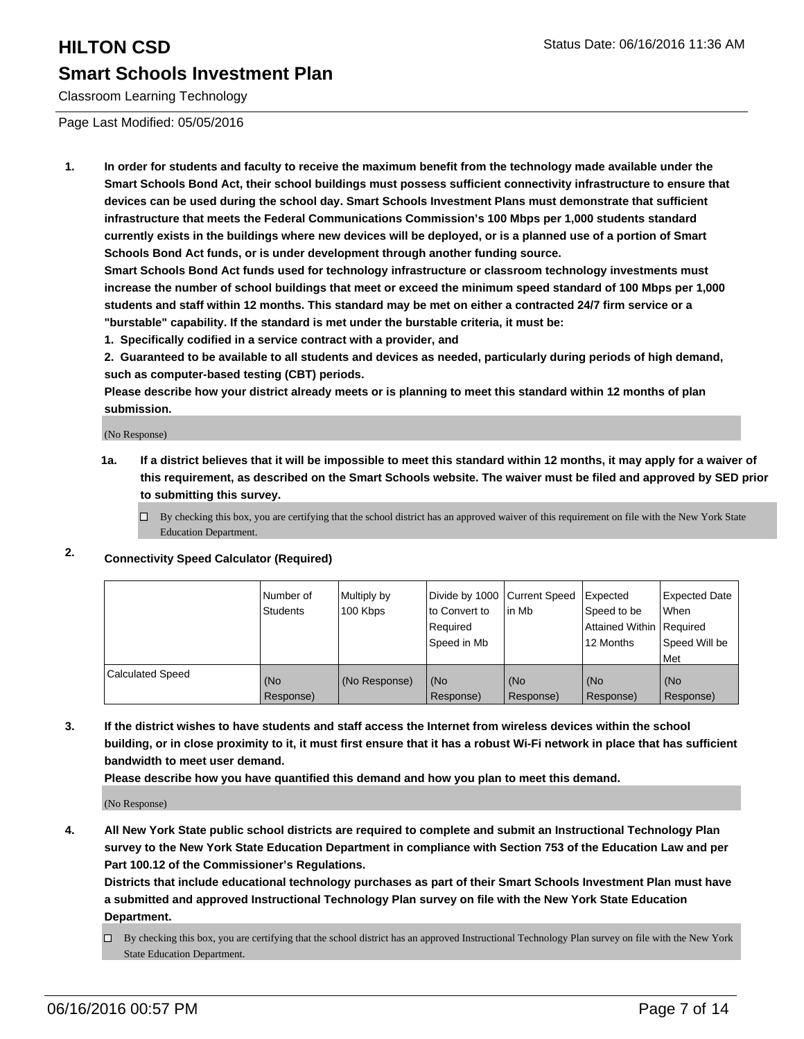# HILTON CSD

## Smart Schools Investment Plan

Classroom Learning Technology

Page Last Modified: 05/05/2016

**1. In order for students and faculty to receive the maximum benefit from the technology made available under the Smart Schools Bond Act, their school buildings must possess sufficient connectivity infrastructure to ensure that devices can be used during the school day. Smart Schools Investment Plans must demonstrate that sufficient infrastructure that meets the Federal Communications Commission's 100 Mbps per 1,000 students standard currently exists in the buildings where new devices will be deployed, or is a planned use of a portion of Smart Schools Bond Act funds, or is under development through another funding source.**

**Smart Schools Bond Act funds used for technology infrastructure or classroom technology investments must increase the number of school buildings that meet or exceed the minimum speed standard of 100 Mbps per 1,000 students and staff within 12 months. This standard may be met on either a contracted 24/7 firm service or a "burstable" capability. If the standard is met under the burstable criteria, it must be:**

**1. Specifically codified in a service contract with a provider, and**

**2. Guaranteed to be available to all students and devices as needed, particularly during periods of high demand, such as computer-based testing (CBT) periods.**

**Please describe how your district already meets or is planning to meet this standard within 12 months of plan submission.**

(No Response)

**1a. If a district believes that it will be impossible to meet this standard within 12 months, it may apply for a waiver of this requirement, as described on the Smart Schools website. The waiver must be filed and approved by SED prior to submitting this survey.**

☐ By checking this box, you are certifying that the school district has an approved waiver of this requirement on file with the New York State Education Department.

**2. Connectivity Speed Calculator (Required)**

| | Number of Students | Multiply by 100 Kbps | Divide by 1000 to Convert to Required Speed in Mb | Current Speed in Mb | Expected Speed to be Attained Within 12 Months | Expected Date When Required Speed Will be Met |
|---|---|---|---|---|---|---|
| Calculated Speed | (No Response) | (No Response) | (No Response) | (No Response) | (No Response) | (No Response) |

**3. If the district wishes to have students and staff access the Internet from wireless devices within the school building, or in close proximity to it, it must first ensure that it has a robust Wi-Fi network in place that has sufficient bandwidth to meet user demand.**

**Please describe how you have quantified this demand and how you plan to meet this demand.**

(No Response)

**4. All New York State public school districts are required to complete and submit an Instructional Technology Plan survey to the New York State Education Department in compliance with Section 753 of the Education Law and per Part 100.12 of the Commissioner's Regulations.**

**Districts that include educational technology purchases as part of their Smart Schools Investment Plan must have a submitted and approved Instructional Technology Plan survey on file with the New York State Education Department.**

☐ By checking this box, you are certifying that the school district has an approved Instructional Technology Plan survey on file with the New York State Education Department.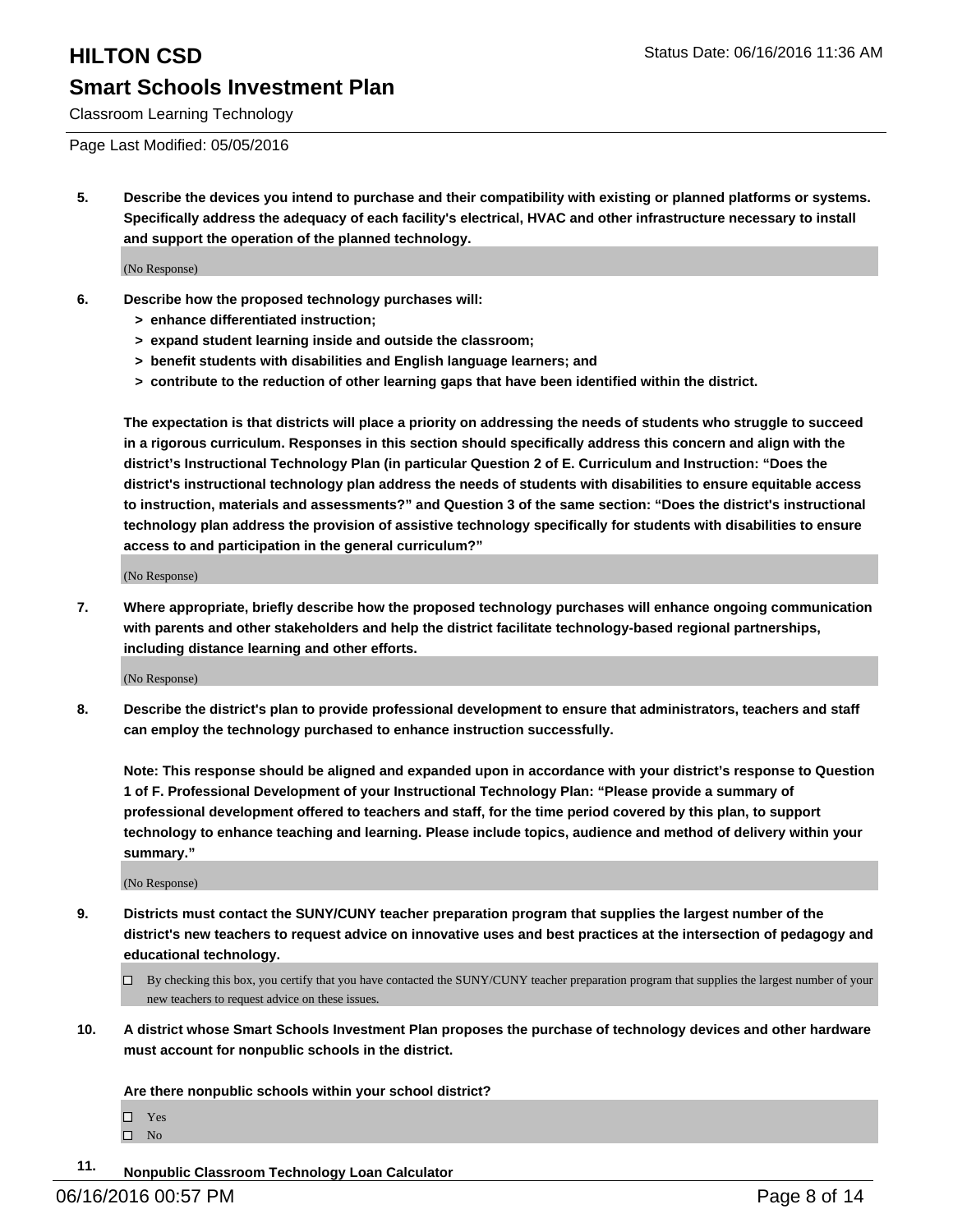Classroom Learning Technology

Page Last Modified: 05/05/2016

**5. Describe the devices you intend to purchase and their compatibility with existing or planned platforms or systems. Specifically address the adequacy of each facility's electrical, HVAC and other infrastructure necessary to install and support the operation of the planned technology.**

(No Response)

**6. Describe how the proposed technology purchases will:**

- **> enhance differentiated instruction;**
- **> expand student learning inside and outside the classroom;**
- **> benefit students with disabilities and English language learners; and**
- **> contribute to the reduction of other learning gaps that have been identified within the district.**

**The expectation is that districts will place a priority on addressing the needs of students who struggle to succeed in a rigorous curriculum. Responses in this section should specifically address this concern and align with the district's Instructional Technology Plan (in particular Question 2 of E. Curriculum and Instruction: "Does the district's instructional technology plan address the needs of students with disabilities to ensure equitable access to instruction, materials and assessments?" and Question 3 of the same section: "Does the district's instructional technology plan address the provision of assistive technology specifically for students with disabilities to ensure access to and participation in the general curriculum?"**

(No Response)

**7. Where appropriate, briefly describe how the proposed technology purchases will enhance ongoing communication with parents and other stakeholders and help the district facilitate technology-based regional partnerships, including distance learning and other efforts.**

(No Response)

**8. Describe the district's plan to provide professional development to ensure that administrators, teachers and staff can employ the technology purchased to enhance instruction successfully.**

**Note: This response should be aligned and expanded upon in accordance with your district's response to Question 1 of F. Professional Development of your Instructional Technology Plan: "Please provide a summary of professional development offered to teachers and staff, for the time period covered by this plan, to support technology to enhance teaching and learning. Please include topics, audience and method of delivery within your summary."**

(No Response)

**9. Districts must contact the SUNY/CUNY teacher preparation program that supplies the largest number of the district's new teachers to request advice on innovative uses and best practices at the intersection of pedagogy and educational technology.**

☐ By checking this box, you certify that you have contacted the SUNY/CUNY teacher preparation program that supplies the largest number of your new teachers to request advice on these issues.

**10. A district whose Smart Schools Investment Plan proposes the purchase of technology devices and other hardware must account for nonpublic schools in the district.**

**Are there nonpublic schools within your school district?**

☐ Yes
☐ No

**11. Nonpublic Classroom Technology Loan Calculator**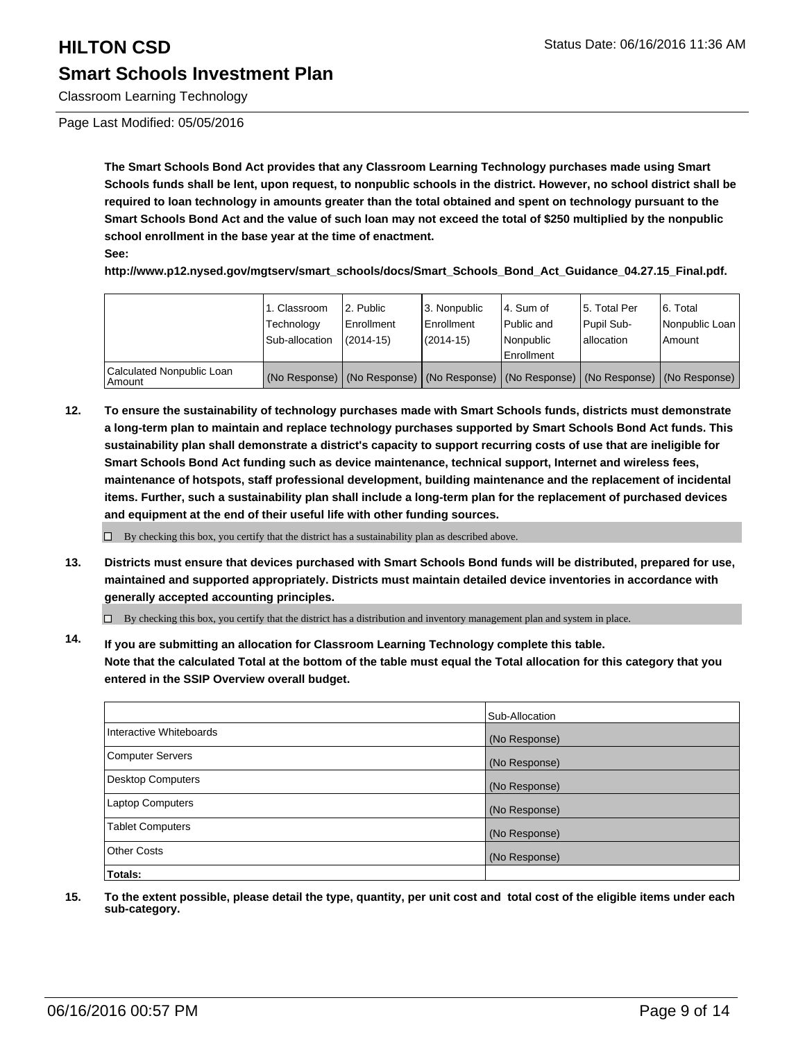# HILTON CSD

## Smart Schools Investment Plan

Classroom Learning Technology

Page Last Modified: 05/05/2016

**The Smart Schools Bond Act provides that any Classroom Learning Technology purchases made using Smart Schools funds shall be lent, upon request, to nonpublic schools in the district. However, no school district shall be required to loan technology in amounts greater than the total obtained and spent on technology pursuant to the Smart Schools Bond Act and the value of such loan may not exceed the total of $250 multiplied by the nonpublic school enrollment in the base year at the time of enactment.**
**See:**
**http://www.p12.nysed.gov/mgtserv/smart_schools/docs/Smart_Schools_Bond_Act_Guidance_04.27.15_Final.pdf.**

| | 1. Classroom Technology Sub-allocation | 2. Public Enrollment (2014-15) | 3. Nonpublic Enrollment (2014-15) | 4. Sum of Public and Nonpublic Enrollment | 5. Total Per Pupil Sub-allocation | 6. Total Nonpublic Loan Amount |
|---|---|---|---|---|---|---|
| Calculated Nonpublic Loan Amount | (No Response) | (No Response) | (No Response) | (No Response) | (No Response) | (No Response) |

**12. To ensure the sustainability of technology purchases made with Smart Schools funds, districts must demonstrate a long-term plan to maintain and replace technology purchases supported by Smart Schools Bond Act funds. This sustainability plan shall demonstrate a district's capacity to support recurring costs of use that are ineligible for Smart Schools Bond Act funding such as device maintenance, technical support, Internet and wireless fees, maintenance of hotspots, staff professional development, building maintenance and the replacement of incidental items. Further, such a sustainability plan shall include a long-term plan for the replacement of purchased devices and equipment at the end of their useful life with other funding sources.**

☐ By checking this box, you certify that the district has a sustainability plan as described above.

**13. Districts must ensure that devices purchased with Smart Schools Bond funds will be distributed, prepared for use, maintained and supported appropriately. Districts must maintain detailed device inventories in accordance with generally accepted accounting principles.**

☐ By checking this box, you certify that the district has a distribution and inventory management plan and system in place.

**14. If you are submitting an allocation for Classroom Learning Technology complete this table. Note that the calculated Total at the bottom of the table must equal the Total allocation for this category that you entered in the SSIP Overview overall budget.**

| | Sub-Allocation |
|---|---|
| Interactive Whiteboards | (No Response) |
| Computer Servers | (No Response) |
| Desktop Computers | (No Response) |
| Laptop Computers | (No Response) |
| Tablet Computers | (No Response) |
| Other Costs | (No Response) |
| **Totals:** | |

**15. To the extent possible, please detail the type, quantity, per unit cost and total cost of the eligible items under each sub-category.**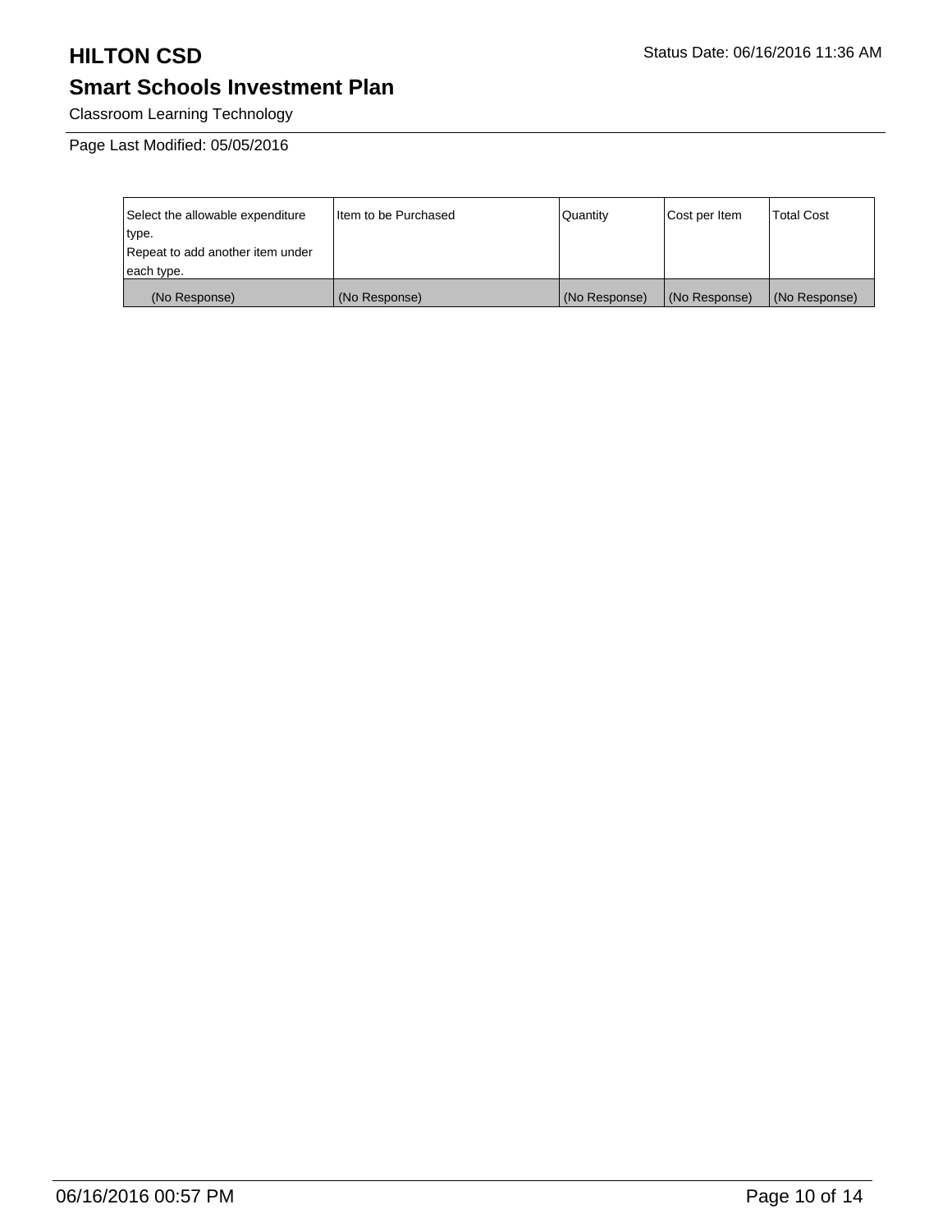# HILTON CSD

Status Date: 06/16/2016 11:36 AM

## Smart Schools Investment Plan

Classroom Learning Technology

Page Last Modified: 05/05/2016

| Select the allowable expenditure type. Repeat to add another item under each type. | Item to be Purchased | Quantity | Cost per Item | Total Cost |
|---|---|---|---|---|
| (No Response) | (No Response) | (No Response) | (No Response) | (No Response) |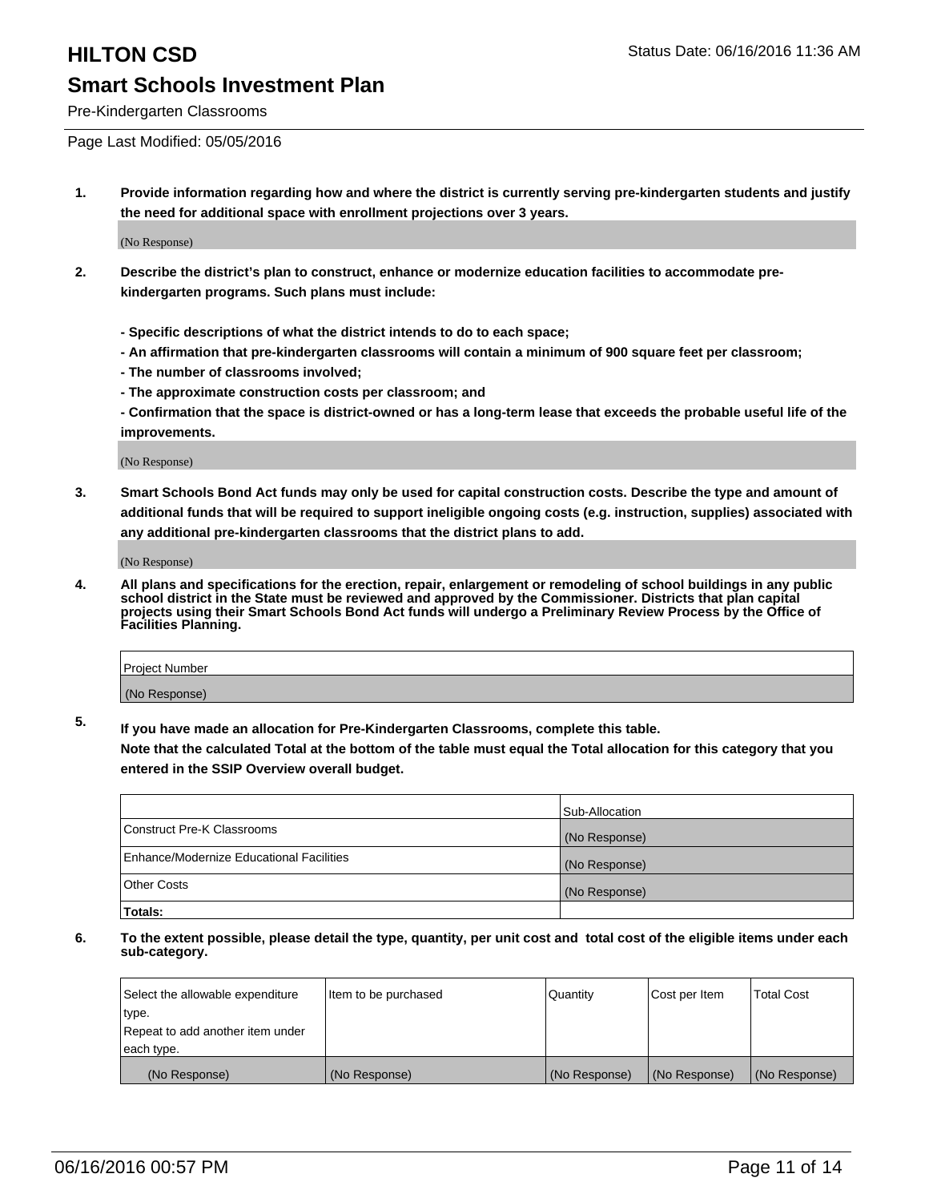# HILTON CSD

Status Date: 06/16/2016 11:36 AM

## Smart Schools Investment Plan

Pre-Kindergarten Classrooms

Page Last Modified: 05/05/2016

**1. Provide information regarding how and where the district is currently serving pre-kindergarten students and justify the need for additional space with enrollment projections over 3 years.**

(No Response)

**2. Describe the district's plan to construct, enhance or modernize education facilities to accommodate pre-kindergarten programs. Such plans must include:**

**- Specific descriptions of what the district intends to do to each space;**
**- An affirmation that pre-kindergarten classrooms will contain a minimum of 900 square feet per classroom;**
**- The number of classrooms involved;**
**- The approximate construction costs per classroom; and**
**- Confirmation that the space is district-owned or has a long-term lease that exceeds the probable useful life of the improvements.**

(No Response)

**3. Smart Schools Bond Act funds may only be used for capital construction costs. Describe the type and amount of additional funds that will be required to support ineligible ongoing costs (e.g. instruction, supplies) associated with any additional pre-kindergarten classrooms that the district plans to add.**

(No Response)

**4. All plans and specifications for the erection, repair, enlargement or remodeling of school buildings in any public school district in the State must be reviewed and approved by the Commissioner. Districts that plan capital projects using their Smart Schools Bond Act funds will undergo a Preliminary Review Process by the Office of Facilities Planning.**

| Project Number |
|---|
| (No Response) |

**5. If you have made an allocation for Pre-Kindergarten Classrooms, complete this table.**
**Note that the calculated Total at the bottom of the table must equal the Total allocation for this category that you entered in the SSIP Overview overall budget.**

| | Sub-Allocation |
|---|---|
| Construct Pre-K Classrooms | (No Response) |
| Enhance/Modernize Educational Facilities | (No Response) |
| Other Costs | (No Response) |
| **Totals:** | |

**6. To the extent possible, please detail the type, quantity, per unit cost and total cost of the eligible items under each sub-category.**

| Select the allowable expenditure type. Repeat to add another item under each type. | Item to be purchased | Quantity | Cost per Item | Total Cost |
|---|---|---|---|---|
| (No Response) | (No Response) | (No Response) | (No Response) | (No Response) |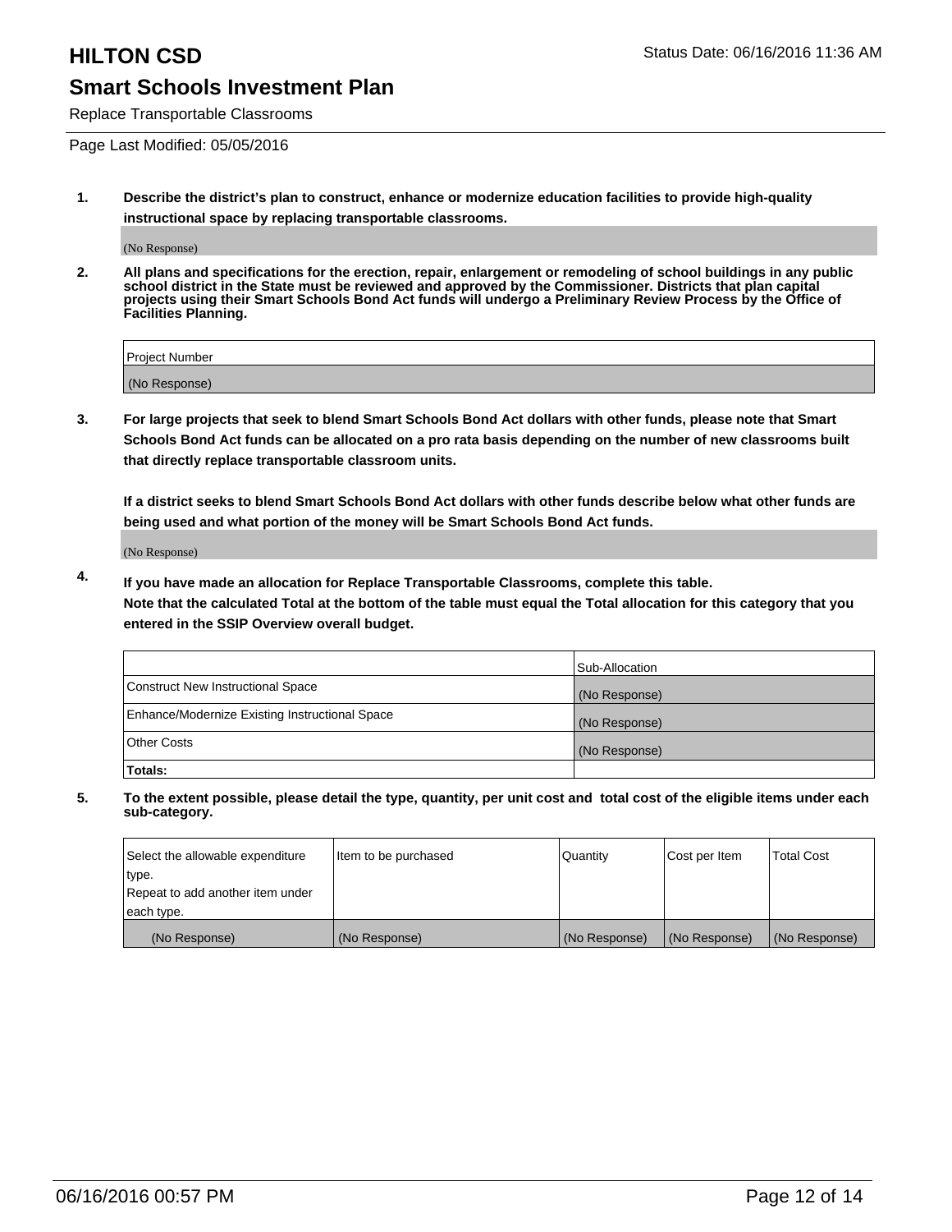# HILTON CSD

Status Date: 06/16/2016 11:36 AM

## Smart Schools Investment Plan

Replace Transportable Classrooms

Page Last Modified: 05/05/2016

1. **Describe the district's plan to construct, enhance or modernize education facilities to provide high-quality instructional space by replacing transportable classrooms.**

   (No Response)

2. **All plans and specifications for the erection, repair, enlargement or remodeling of school buildings in any public school district in the State must be reviewed and approved by the Commissioner. Districts that plan capital projects using their Smart Schools Bond Act funds will undergo a Preliminary Review Process by the Office of Facilities Planning.**

| Project Number |
|---|
| (No Response) |

3. **For large projects that seek to blend Smart Schools Bond Act dollars with other funds, please note that Smart Schools Bond Act funds can be allocated on a pro rata basis depending on the number of new classrooms built that directly replace transportable classroom units.**

   **If a district seeks to blend Smart Schools Bond Act dollars with other funds describe below what other funds are being used and what portion of the money will be Smart Schools Bond Act funds.**

   (No Response)

4. **If you have made an allocation for Replace Transportable Classrooms, complete this table. Note that the calculated Total at the bottom of the table must equal the Total allocation for this category that you entered in the SSIP Overview overall budget.**

| | Sub-Allocation |
|---|---|
| Construct New Instructional Space | (No Response) |
| Enhance/Modernize Existing Instructional Space | (No Response) |
| Other Costs | (No Response) |
| **Totals:** | |

5. **To the extent possible, please detail the type, quantity, per unit cost and total cost of the eligible items under each sub-category.**

| Select the allowable expenditure type. Repeat to add another item under each type. | Item to be purchased | Quantity | Cost per Item | Total Cost |
|---|---|---|---|---|
| (No Response) | (No Response) | (No Response) | (No Response) | (No Response) |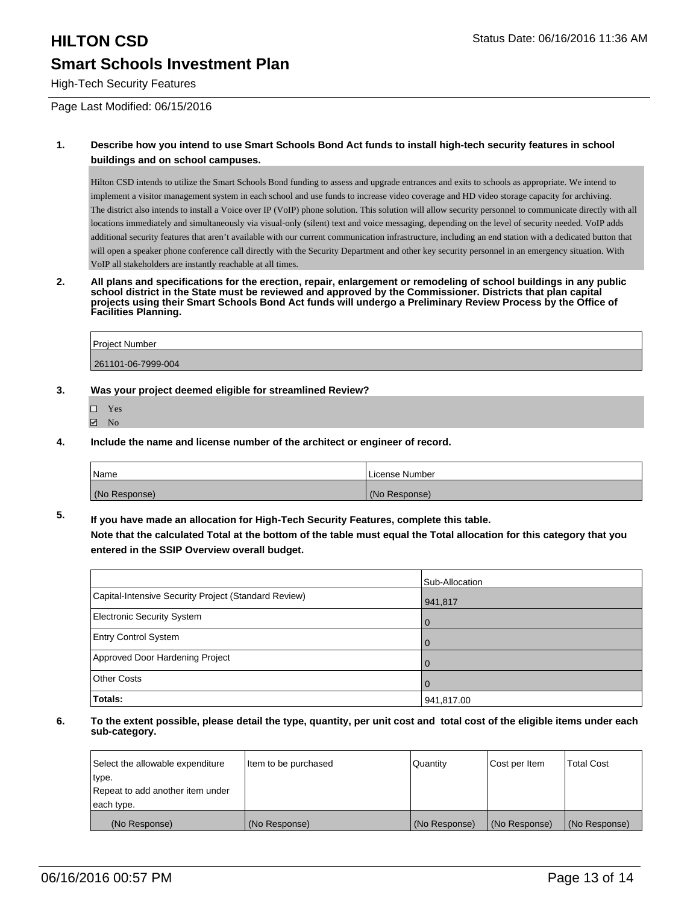# HILTON CSD

Status Date: 06/16/2016 11:36 AM

## Smart Schools Investment Plan

High-Tech Security Features

Page Last Modified: 06/15/2016

**1. Describe how you intend to use Smart Schools Bond Act funds to install high-tech security features in school buildings and on school campuses.**

Hilton CSD intends to utilize the Smart Schools Bond funding to assess and upgrade entrances and exits to schools as appropriate. We intend to implement a visitor management system in each school and use funds to increase video coverage and HD video storage capacity for archiving. The district also intends to install a Voice over IP (VoIP) phone solution. This solution will allow security personnel to communicate directly with all locations immediately and simultaneously via visual-only (silent) text and voice messaging, depending on the level of security needed. VoIP adds additional security features that aren't available with our current communication infrastructure, including an end station with a dedicated button that will open a speaker phone conference call directly with the Security Department and other key security personnel in an emergency situation. With VoIP all stakeholders are instantly reachable at all times.

**2. All plans and specifications for the erection, repair, enlargement or remodeling of school buildings in any public school district in the State must be reviewed and approved by the Commissioner. Districts that plan capital projects using their Smart Schools Bond Act funds will undergo a Preliminary Review Process by the Office of Facilities Planning.**

| Project Number |
|---|
| 261101-06-7999-004 |

**3. Was your project deemed eligible for streamlined Review?**

- ☐ Yes
- ☑ No

**4. Include the name and license number of the architect or engineer of record.**

| Name | License Number |
|---|---|
| (No Response) | (No Response) |

**5. If you have made an allocation for High-Tech Security Features, complete this table.**
**Note that the calculated Total at the bottom of the table must equal the Total allocation for this category that you entered in the SSIP Overview overall budget.**

| | Sub-Allocation |
|---|---|
| Capital-Intensive Security Project (Standard Review) | 941,817 |
| Electronic Security System | 0 |
| Entry Control System | 0 |
| Approved Door Hardening Project | 0 |
| Other Costs | 0 |
| **Totals:** | 941,817.00 |

**6. To the extent possible, please detail the type, quantity, per unit cost and total cost of the eligible items under each sub-category.**

| Select the allowable expenditure type. Repeat to add another item under each type. | Item to be purchased | Quantity | Cost per Item | Total Cost |
|---|---|---|---|---|
| (No Response) | (No Response) | (No Response) | (No Response) | (No Response) |

06/16/2016 00:57 PM